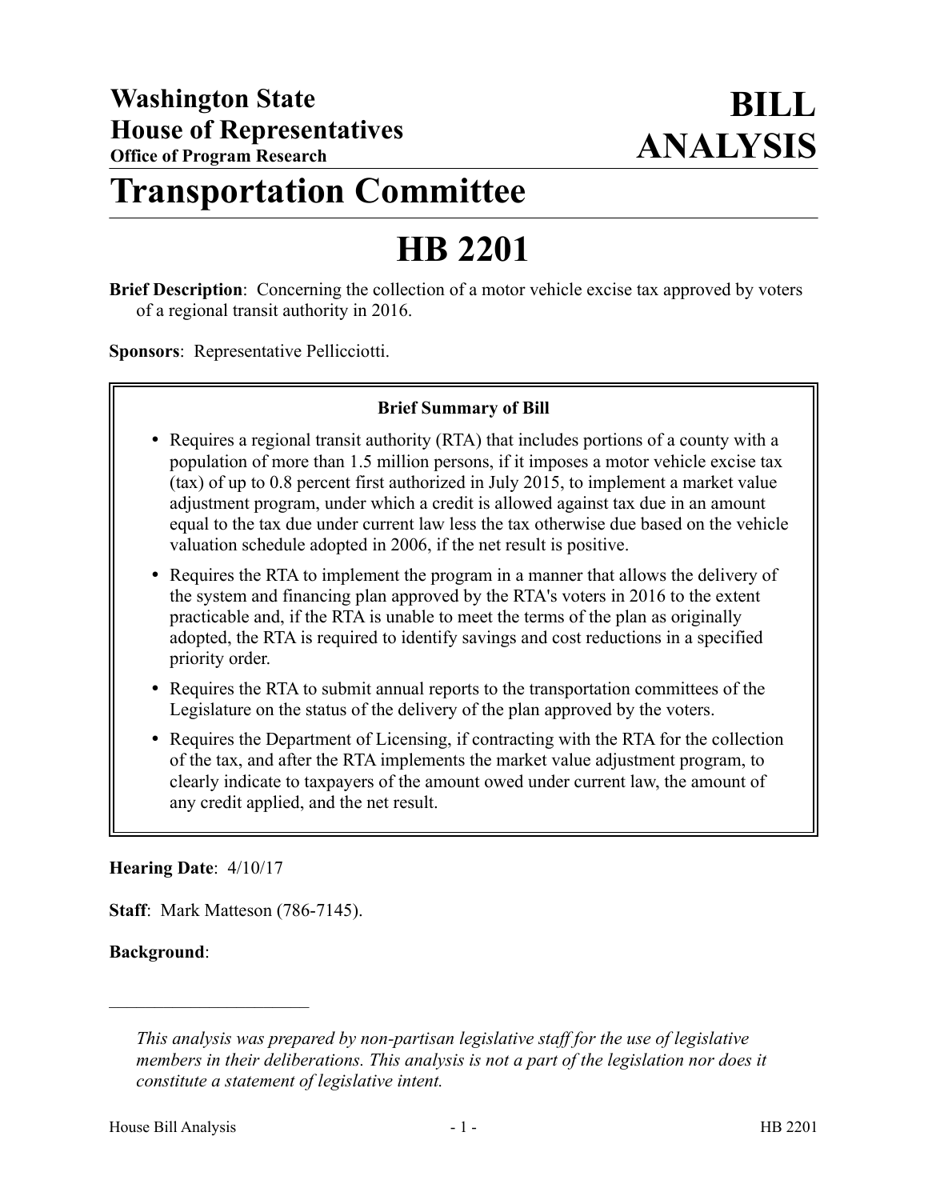**Washington State House of Representatives**
**Office of Program Research**

# BILL ANALYSIS

# Transportation Committee

# HB 2201

**Brief Description**: Concerning the collection of a motor vehicle excise tax approved by voters of a regional transit authority in 2016.

**Sponsors**: Representative Pellicciotti.

**Brief Summary of Bill**

- Requires a regional transit authority (RTA) that includes portions of a county with a population of more than 1.5 million persons, if it imposes a motor vehicle excise tax (tax) of up to 0.8 percent first authorized in July 2015, to implement a market value adjustment program, under which a credit is allowed against tax due in an amount equal to the tax due under current law less the tax otherwise due based on the vehicle valuation schedule adopted in 2006, if the net result is positive.
- Requires the RTA to implement the program in a manner that allows the delivery of the system and financing plan approved by the RTA's voters in 2016 to the extent practicable and, if the RTA is unable to meet the terms of the plan as originally adopted, the RTA is required to identify savings and cost reductions in a specified priority order.
- Requires the RTA to submit annual reports to the transportation committees of the Legislature on the status of the delivery of the plan approved by the voters.
- Requires the Department of Licensing, if contracting with the RTA for the collection of the tax, and after the RTA implements the market value adjustment program, to clearly indicate to taxpayers of the amount owed under current law, the amount of any credit applied, and the net result.

**Hearing Date**: 4/10/17

**Staff**: Mark Matteson (786-7145).

**Background**:

---

*This analysis was prepared by non-partisan legislative staff for the use of legislative members in their deliberations. This analysis is not a part of the legislation nor does it constitute a statement of legislative intent.*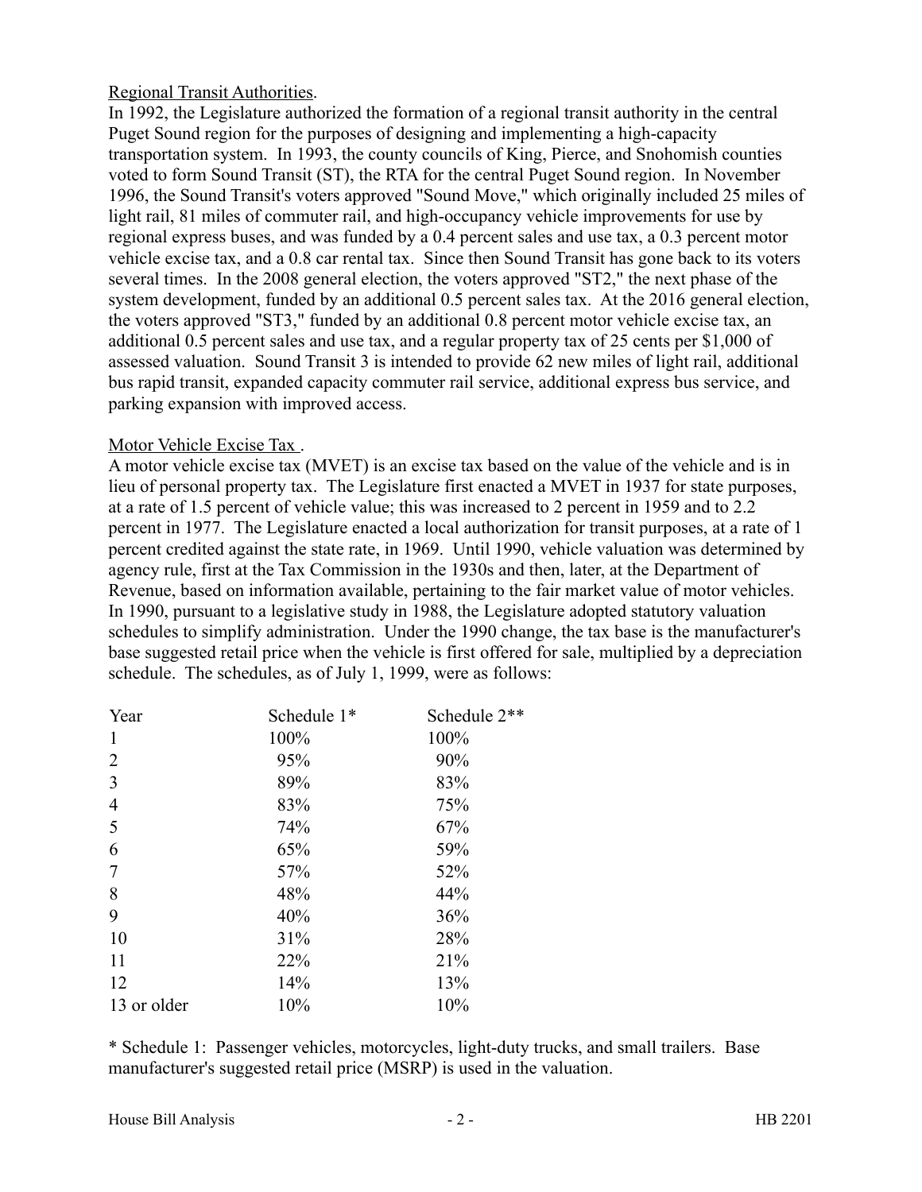Regional Transit Authorities.
In 1992, the Legislature authorized the formation of a regional transit authority in the central Puget Sound region for the purposes of designing and implementing a high-capacity transportation system. In 1993, the county councils of King, Pierce, and Snohomish counties voted to form Sound Transit (ST), the RTA for the central Puget Sound region. In November 1996, the Sound Transit's voters approved "Sound Move," which originally included 25 miles of light rail, 81 miles of commuter rail, and high-occupancy vehicle improvements for use by regional express buses, and was funded by a 0.4 percent sales and use tax, a 0.3 percent motor vehicle excise tax, and a 0.8 car rental tax. Since then Sound Transit has gone back to its voters several times. In the 2008 general election, the voters approved "ST2," the next phase of the system development, funded by an additional 0.5 percent sales tax. At the 2016 general election, the voters approved "ST3," funded by an additional 0.8 percent motor vehicle excise tax, an additional 0.5 percent sales and use tax, and a regular property tax of 25 cents per $1,000 of assessed valuation. Sound Transit 3 is intended to provide 62 new miles of light rail, additional bus rapid transit, expanded capacity commuter rail service, additional express bus service, and parking expansion with improved access.

Motor Vehicle Excise Tax .
A motor vehicle excise tax (MVET) is an excise tax based on the value of the vehicle and is in lieu of personal property tax. The Legislature first enacted a MVET in 1937 for state purposes, at a rate of 1.5 percent of vehicle value; this was increased to 2 percent in 1959 and to 2.2 percent in 1977. The Legislature enacted a local authorization for transit purposes, at a rate of 1 percent credited against the state rate, in 1969. Until 1990, vehicle valuation was determined by agency rule, first at the Tax Commission in the 1930s and then, later, at the Department of Revenue, based on information available, pertaining to the fair market value of motor vehicles. In 1990, pursuant to a legislative study in 1988, the Legislature adopted statutory valuation schedules to simplify administration. Under the 1990 change, the tax base is the manufacturer's base suggested retail price when the vehicle is first offered for sale, multiplied by a depreciation schedule. The schedules, as of July 1, 1999, were as follows:

| Year | Schedule 1* | Schedule 2** |
|---|---|---|
| 1 | 100% | 100% |
| 2 | 95% | 90% |
| 3 | 89% | 83% |
| 4 | 83% | 75% |
| 5 | 74% | 67% |
| 6 | 65% | 59% |
| 7 | 57% | 52% |
| 8 | 48% | 44% |
| 9 | 40% | 36% |
| 10 | 31% | 28% |
| 11 | 22% | 21% |
| 12 | 14% | 13% |
| 13 or older | 10% | 10% |

* Schedule 1: Passenger vehicles, motorcycles, light-duty trucks, and small trailers. Base manufacturer's suggested retail price (MSRP) is used in the valuation.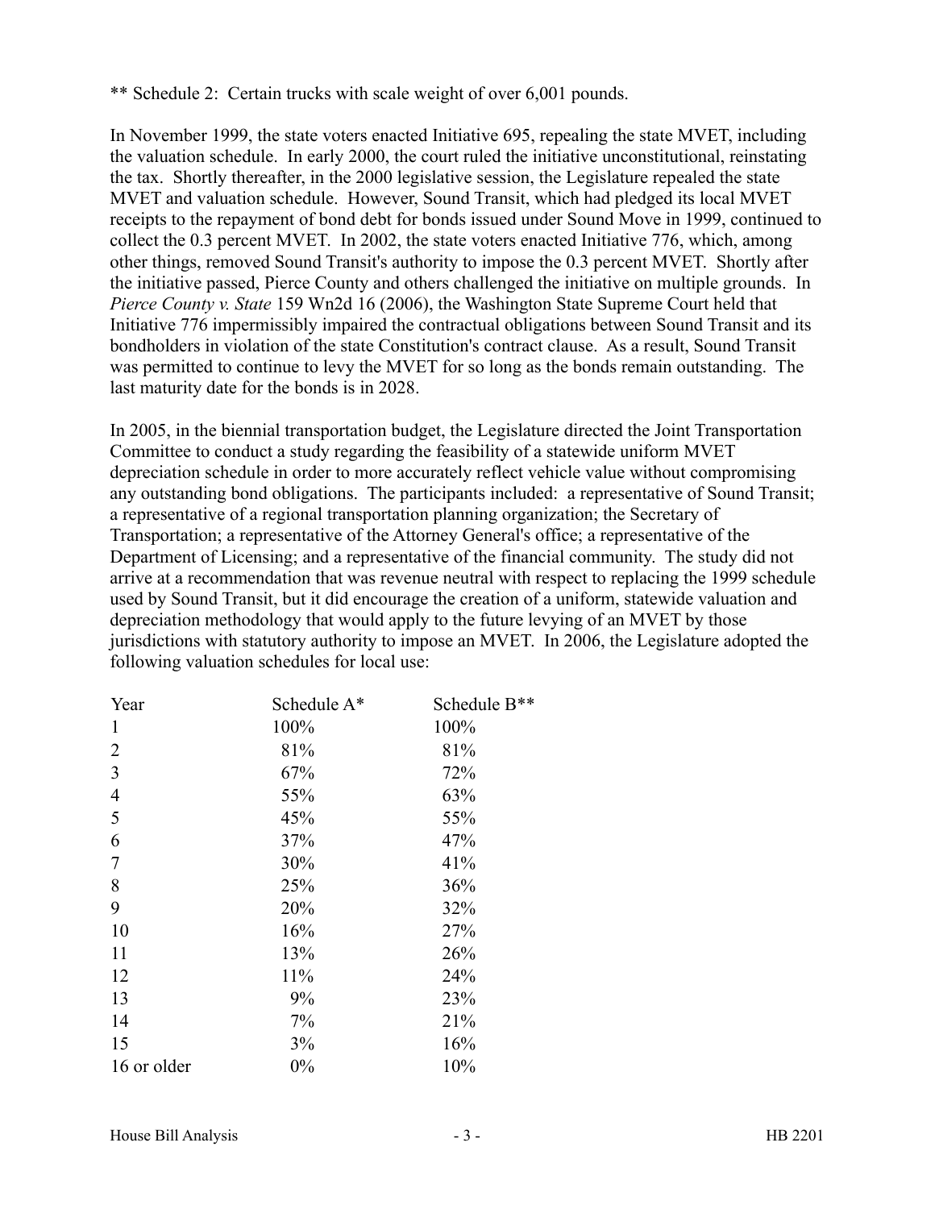** Schedule 2: Certain trucks with scale weight of over 6,001 pounds.

In November 1999, the state voters enacted Initiative 695, repealing the state MVET, including the valuation schedule. In early 2000, the court ruled the initiative unconstitutional, reinstating the tax. Shortly thereafter, in the 2000 legislative session, the Legislature repealed the state MVET and valuation schedule. However, Sound Transit, which had pledged its local MVET receipts to the repayment of bond debt for bonds issued under Sound Move in 1999, continued to collect the 0.3 percent MVET. In 2002, the state voters enacted Initiative 776, which, among other things, removed Sound Transit's authority to impose the 0.3 percent MVET. Shortly after the initiative passed, Pierce County and others challenged the initiative on multiple grounds. In *Pierce County v. State* 159 Wn2d 16 (2006), the Washington State Supreme Court held that Initiative 776 impermissibly impaired the contractual obligations between Sound Transit and its bondholders in violation of the state Constitution's contract clause. As a result, Sound Transit was permitted to continue to levy the MVET for so long as the bonds remain outstanding. The last maturity date for the bonds is in 2028.

In 2005, in the biennial transportation budget, the Legislature directed the Joint Transportation Committee to conduct a study regarding the feasibility of a statewide uniform MVET depreciation schedule in order to more accurately reflect vehicle value without compromising any outstanding bond obligations. The participants included: a representative of Sound Transit; a representative of a regional transportation planning organization; the Secretary of Transportation; a representative of the Attorney General's office; a representative of the Department of Licensing; and a representative of the financial community. The study did not arrive at a recommendation that was revenue neutral with respect to replacing the 1999 schedule used by Sound Transit, but it did encourage the creation of a uniform, statewide valuation and depreciation methodology that would apply to the future levying of an MVET by those jurisdictions with statutory authority to impose an MVET. In 2006, the Legislature adopted the following valuation schedules for local use:

| Year | Schedule A* | Schedule B** |
|---|---|---|
| 1 | 100% | 100% |
| 2 | 81% | 81% |
| 3 | 67% | 72% |
| 4 | 55% | 63% |
| 5 | 45% | 55% |
| 6 | 37% | 47% |
| 7 | 30% | 41% |
| 8 | 25% | 36% |
| 9 | 20% | 32% |
| 10 | 16% | 27% |
| 11 | 13% | 26% |
| 12 | 11% | 24% |
| 13 | 9% | 23% |
| 14 | 7% | 21% |
| 15 | 3% | 16% |
| 16 or older | 0% | 10% |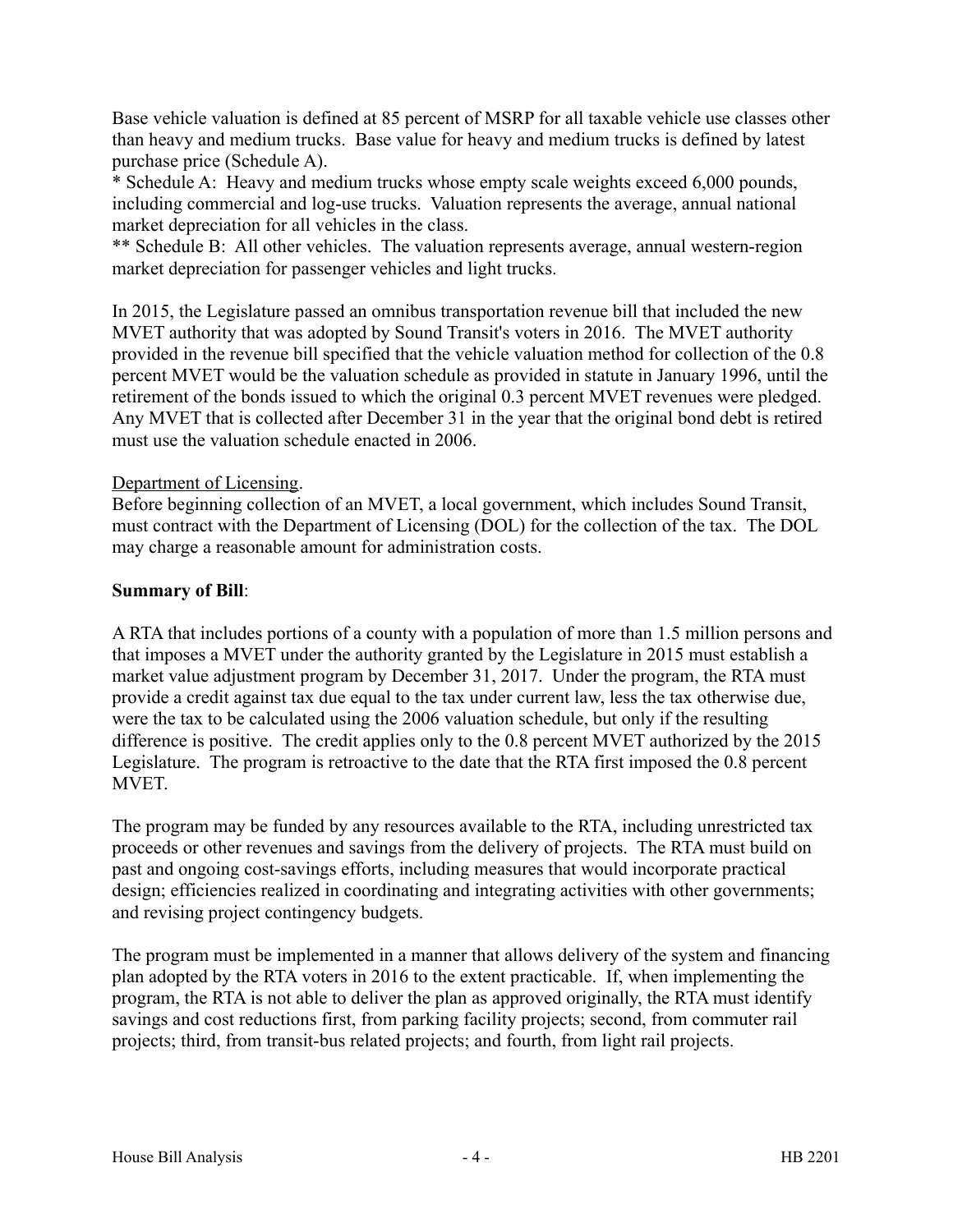Base vehicle valuation is defined at 85 percent of MSRP for all taxable vehicle use classes other than heavy and medium trucks. Base value for heavy and medium trucks is defined by latest purchase price (Schedule A).

* Schedule A: Heavy and medium trucks whose empty scale weights exceed 6,000 pounds, including commercial and log-use trucks. Valuation represents the average, annual national market depreciation for all vehicles in the class.

** Schedule B: All other vehicles. The valuation represents average, annual western-region market depreciation for passenger vehicles and light trucks.

In 2015, the Legislature passed an omnibus transportation revenue bill that included the new MVET authority that was adopted by Sound Transit's voters in 2016. The MVET authority provided in the revenue bill specified that the vehicle valuation method for collection of the 0.8 percent MVET would be the valuation schedule as provided in statute in January 1996, until the retirement of the bonds issued to which the original 0.3 percent MVET revenues were pledged. Any MVET that is collected after December 31 in the year that the original bond debt is retired must use the valuation schedule enacted in 2006.

Department of Licensing.

Before beginning collection of an MVET, a local government, which includes Sound Transit, must contract with the Department of Licensing (DOL) for the collection of the tax. The DOL may charge a reasonable amount for administration costs.

**Summary of Bill**:

A RTA that includes portions of a county with a population of more than 1.5 million persons and that imposes a MVET under the authority granted by the Legislature in 2015 must establish a market value adjustment program by December 31, 2017. Under the program, the RTA must provide a credit against tax due equal to the tax under current law, less the tax otherwise due, were the tax to be calculated using the 2006 valuation schedule, but only if the resulting difference is positive. The credit applies only to the 0.8 percent MVET authorized by the 2015 Legislature. The program is retroactive to the date that the RTA first imposed the 0.8 percent MVET.

The program may be funded by any resources available to the RTA, including unrestricted tax proceeds or other revenues and savings from the delivery of projects. The RTA must build on past and ongoing cost-savings efforts, including measures that would incorporate practical design; efficiencies realized in coordinating and integrating activities with other governments; and revising project contingency budgets.

The program must be implemented in a manner that allows delivery of the system and financing plan adopted by the RTA voters in 2016 to the extent practicable. If, when implementing the program, the RTA is not able to deliver the plan as approved originally, the RTA must identify savings and cost reductions first, from parking facility projects; second, from commuter rail projects; third, from transit-bus related projects; and fourth, from light rail projects.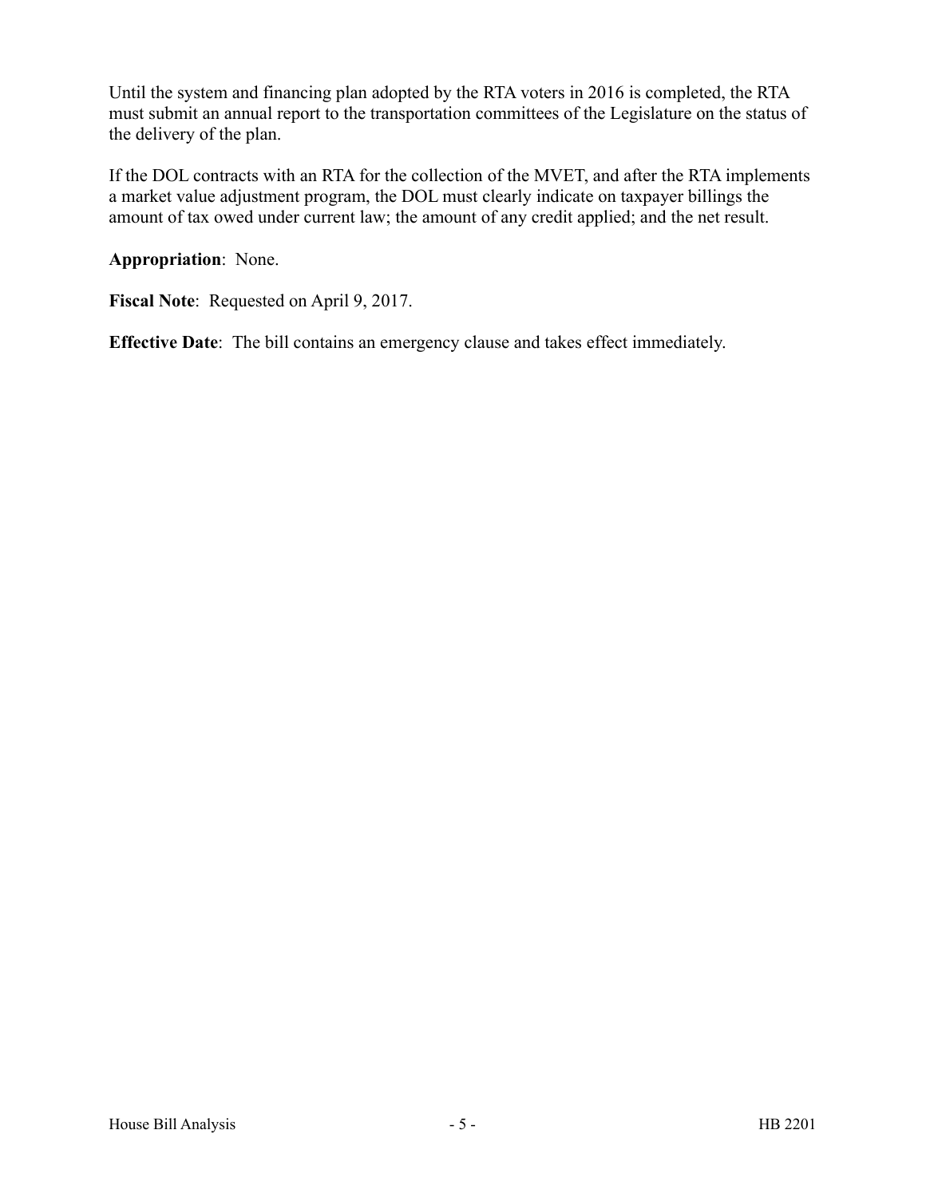Until the system and financing plan adopted by the RTA voters in 2016 is completed, the RTA must submit an annual report to the transportation committees of the Legislature on the status of the delivery of the plan.

If the DOL contracts with an RTA for the collection of the MVET, and after the RTA implements a market value adjustment program, the DOL must clearly indicate on taxpayer billings the amount of tax owed under current law; the amount of any credit applied; and the net result.

**Appropriation**: None.

**Fiscal Note**: Requested on April 9, 2017.

**Effective Date**: The bill contains an emergency clause and takes effect immediately.